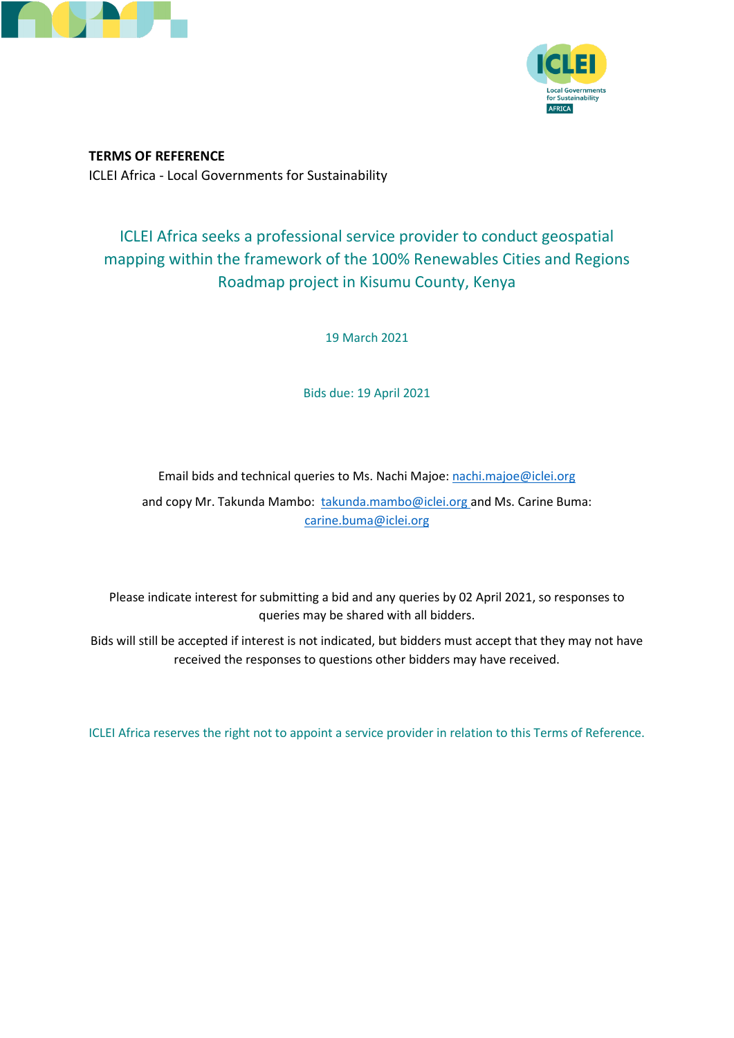**TERMS OF REFERENCE**

ICLEI Africa - Local Governments for Sustainability

## ICLEI Africa seeks a professional service provider to conduct geospatial mapping within the framework of the 100% Renewables Cities and Regions Roadmap project in Kisumu County, Kenya

19 March 2021

Bids due: 19 April 2021

Email bids and technical queries to Ms. Nachi Majoe: nachi.majoe@iclei.org

and copy Mr. Takunda Mambo: takunda.mambo@iclei.org and Ms. Carine Buma: carine.buma@iclei.org

Please indicate interest for submitting a bid and any queries by 02 April 2021, so responses to queries may be shared with all bidders.

Bids will still be accepted if interest is not indicated, but bidders must accept that they may not have received the responses to questions other bidders may have received.

ICLEI Africa reserves the right not to appoint a service provider in relation to this Terms of Reference.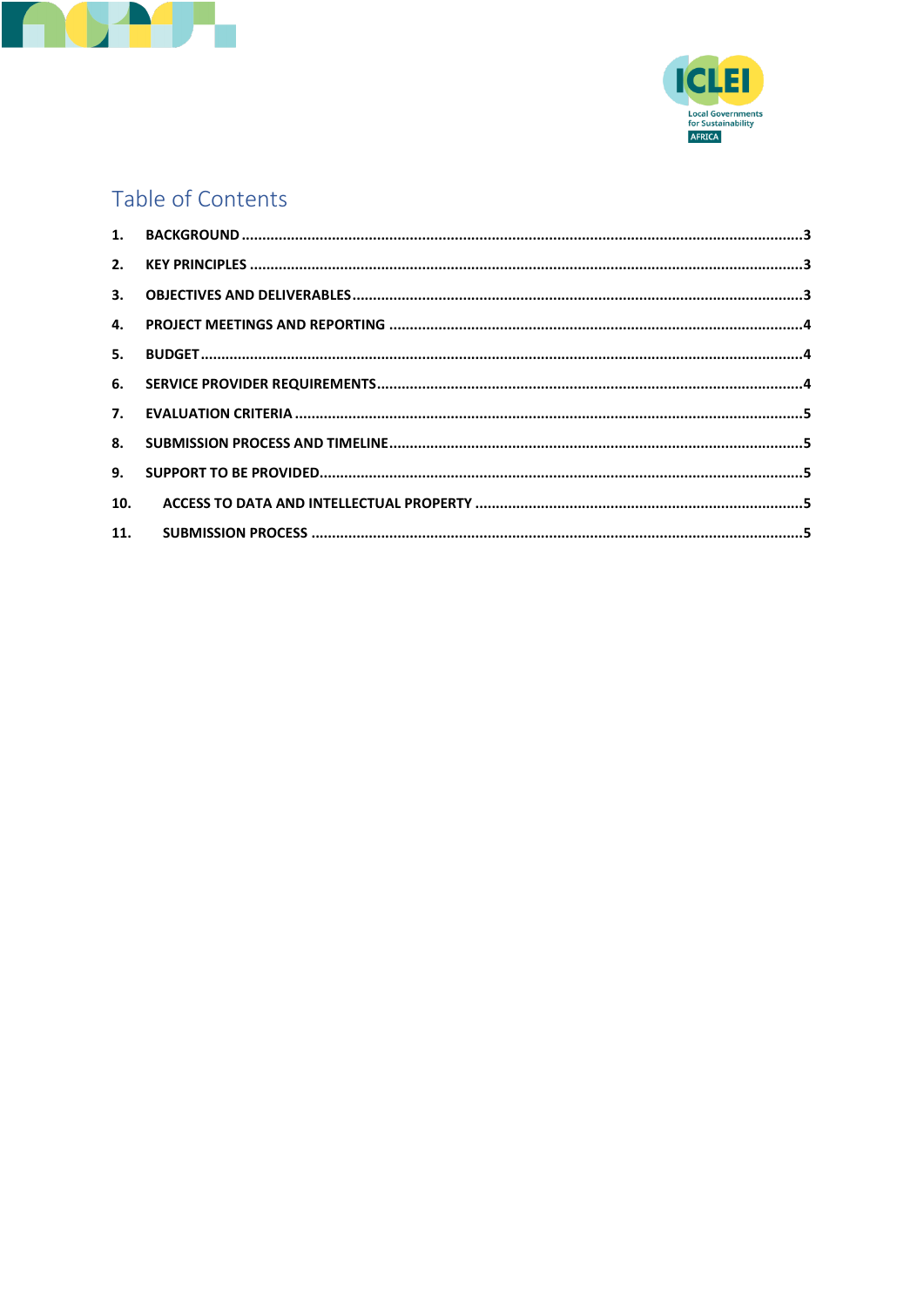# Table of Contents

1. BACKGROUND ........................................................................................................................................3
2. KEY PRINCIPLES ....................................................................................................................................3
3. OBJECTIVES AND DELIVERABLES..........................................................................................................3
4. PROJECT MEETINGS AND REPORTING ..................................................................................................4
5. BUDGET...............................................................................................................................................4
6. SERVICE PROVIDER REQUIREMENTS......................................................................................................4
7. EVALUATION CRITERIA .........................................................................................................................5
8. SUBMISSION PROCESS AND TIMELINE....................................................................................................5
9. SUPPORT TO BE PROVIDED...................................................................................................................5
10. ACCESS TO DATA AND INTELLECTUAL PROPERTY ...............................................................................5
11. SUBMISSION PROCESS .....................................................................................................................5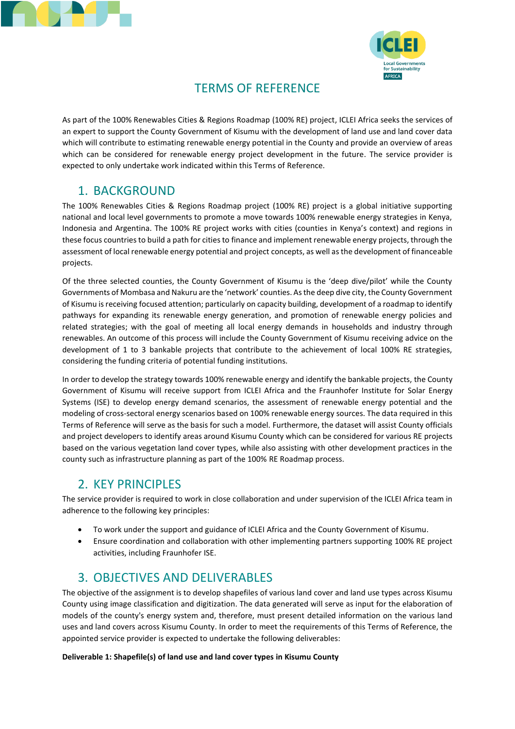# TERMS OF REFERENCE

As part of the 100% Renewables Cities & Regions Roadmap (100% RE) project, ICLEI Africa seeks the services of an expert to support the County Government of Kisumu with the development of land use and land cover data which will contribute to estimating renewable energy potential in the County and provide an overview of areas which can be considered for renewable energy project development in the future. The service provider is expected to only undertake work indicated within this Terms of Reference.

## 1. BACKGROUND

The 100% Renewables Cities & Regions Roadmap project (100% RE) project is a global initiative supporting national and local level governments to promote a move towards 100% renewable energy strategies in Kenya, Indonesia and Argentina. The 100% RE project works with cities (counties in Kenya's context) and regions in these focus countries to build a path for cities to finance and implement renewable energy projects, through the assessment of local renewable energy potential and project concepts, as well as the development of financeable projects.

Of the three selected counties, the County Government of Kisumu is the 'deep dive/pilot' while the County Governments of Mombasa and Nakuru are the 'network' counties. As the deep dive city, the County Government of Kisumu is receiving focused attention; particularly on capacity building, development of a roadmap to identify pathways for expanding its renewable energy generation, and promotion of renewable energy policies and related strategies; with the goal of meeting all local energy demands in households and industry through renewables. An outcome of this process will include the County Government of Kisumu receiving advice on the development of 1 to 3 bankable projects that contribute to the achievement of local 100% RE strategies, considering the funding criteria of potential funding institutions.

In order to develop the strategy towards 100% renewable energy and identify the bankable projects, the County Government of Kisumu will receive support from ICLEI Africa and the Fraunhofer Institute for Solar Energy Systems (ISE) to develop energy demand scenarios, the assessment of renewable energy potential and the modeling of cross-sectoral energy scenarios based on 100% renewable energy sources. The data required in this Terms of Reference will serve as the basis for such a model. Furthermore, the dataset will assist County officials and project developers to identify areas around Kisumu County which can be considered for various RE projects based on the various vegetation land cover types, while also assisting with other development practices in the county such as infrastructure planning as part of the 100% RE Roadmap process.

## 2. KEY PRINCIPLES

The service provider is required to work in close collaboration and under supervision of the ICLEI Africa team in adherence to the following key principles:

- To work under the support and guidance of ICLEI Africa and the County Government of Kisumu.
- Ensure coordination and collaboration with other implementing partners supporting 100% RE project activities, including Fraunhofer ISE.

## 3. OBJECTIVES AND DELIVERABLES

The objective of the assignment is to develop shapefiles of various land cover and land use types across Kisumu County using image classification and digitization. The data generated will serve as input for the elaboration of models of the county's energy system and, therefore, must present detailed information on the various land uses and land covers across Kisumu County. In order to meet the requirements of this Terms of Reference, the appointed service provider is expected to undertake the following deliverables:

**Deliverable 1: Shapefile(s) of land use and land cover types in Kisumu County**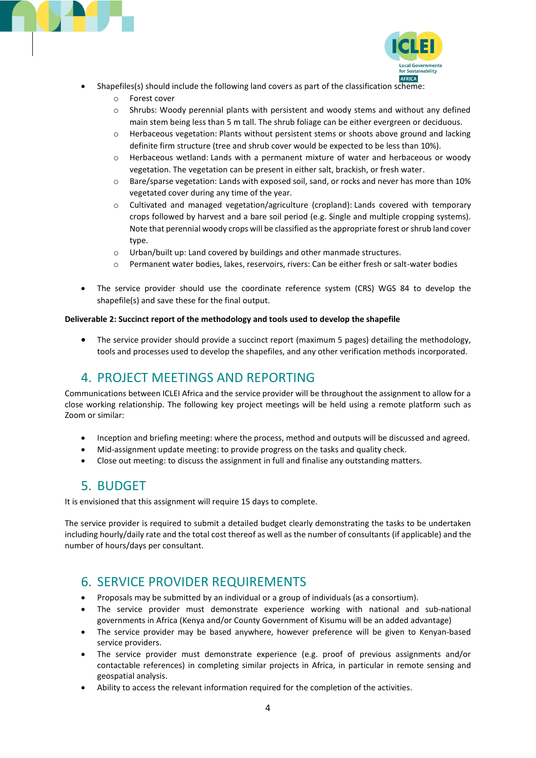- Shapefiles(s) should include the following land covers as part of the classification scheme:
    - Forest cover
    - Shrubs: Woody perennial plants with persistent and woody stems and without any defined main stem being less than 5 m tall. The shrub foliage can be either evergreen or deciduous.
    - Herbaceous vegetation: Plants without persistent stems or shoots above ground and lacking definite firm structure (tree and shrub cover would be expected to be less than 10%).
    - Herbaceous wetland: Lands with a permanent mixture of water and herbaceous or woody vegetation. The vegetation can be present in either salt, brackish, or fresh water.
    - Bare/sparse vegetation: Lands with exposed soil, sand, or rocks and never has more than 10% vegetated cover during any time of the year.
    - Cultivated and managed vegetation/agriculture (cropland): Lands covered with temporary crops followed by harvest and a bare soil period (e.g. Single and multiple cropping systems). Note that perennial woody crops will be classified as the appropriate forest or shrub land cover type.
    - Urban/built up: Land covered by buildings and other manmade structures.
    - Permanent water bodies, lakes, reservoirs, rivers: Can be either fresh or salt-water bodies

- The service provider should use the coordinate reference system (CRS) WGS 84 to develop the shapefile(s) and save these for the final output.

**Deliverable 2: Succinct report of the methodology and tools used to develop the shapefile**

- The service provider should provide a succinct report (maximum 5 pages) detailing the methodology, tools and processes used to develop the shapefiles, and any other verification methods incorporated.

## 4. PROJECT MEETINGS AND REPORTING

Communications between ICLEI Africa and the service provider will be throughout the assignment to allow for a close working relationship. The following key project meetings will be held using a remote platform such as Zoom or similar:

- Inception and briefing meeting: where the process, method and outputs will be discussed and agreed.
- Mid-assignment update meeting: to provide progress on the tasks and quality check.
- Close out meeting: to discuss the assignment in full and finalise any outstanding matters.

## 5. BUDGET

It is envisioned that this assignment will require 15 days to complete.

The service provider is required to submit a detailed budget clearly demonstrating the tasks to be undertaken including hourly/daily rate and the total cost thereof as well as the number of consultants (if applicable) and the number of hours/days per consultant.

## 6. SERVICE PROVIDER REQUIREMENTS

- Proposals may be submitted by an individual or a group of individuals (as a consortium).
- The service provider must demonstrate experience working with national and sub-national governments in Africa (Kenya and/or County Government of Kisumu will be an added advantage)
- The service provider may be based anywhere, however preference will be given to Kenyan-based service providers.
- The service provider must demonstrate experience (e.g. proof of previous assignments and/or contactable references) in completing similar projects in Africa, in particular in remote sensing and geospatial analysis.
- Ability to access the relevant information required for the completion of the activities.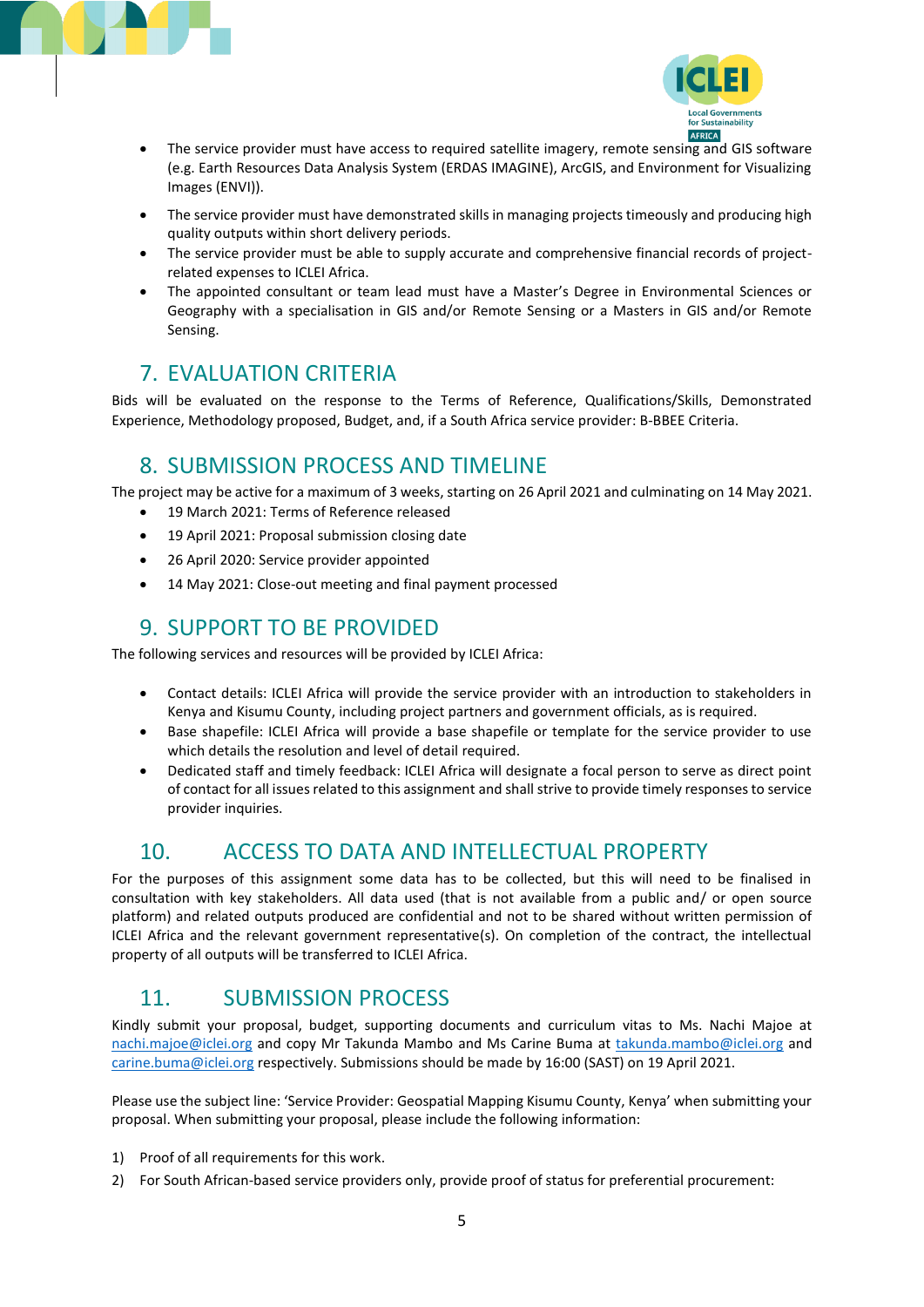- The service provider must have access to required satellite imagery, remote sensing and GIS software (e.g. Earth Resources Data Analysis System (ERDAS IMAGINE), ArcGIS, and Environment for Visualizing Images (ENVI)).
- The service provider must have demonstrated skills in managing projects timeously and producing high quality outputs within short delivery periods.
- The service provider must be able to supply accurate and comprehensive financial records of project-related expenses to ICLEI Africa.
- The appointed consultant or team lead must have a Master's Degree in Environmental Sciences or Geography with a specialisation in GIS and/or Remote Sensing or a Masters in GIS and/or Remote Sensing.

## 7. EVALUATION CRITERIA

Bids will be evaluated on the response to the Terms of Reference, Qualifications/Skills, Demonstrated Experience, Methodology proposed, Budget, and, if a South Africa service provider: B-BBEE Criteria.

## 8. SUBMISSION PROCESS AND TIMELINE

The project may be active for a maximum of 3 weeks, starting on 26 April 2021 and culminating on 14 May 2021.

- 19 March 2021: Terms of Reference released
- 19 April 2021: Proposal submission closing date
- 26 April 2020: Service provider appointed
- 14 May 2021: Close-out meeting and final payment processed

## 9. SUPPORT TO BE PROVIDED

The following services and resources will be provided by ICLEI Africa:

- Contact details: ICLEI Africa will provide the service provider with an introduction to stakeholders in Kenya and Kisumu County, including project partners and government officials, as is required.
- Base shapefile: ICLEI Africa will provide a base shapefile or template for the service provider to use which details the resolution and level of detail required.
- Dedicated staff and timely feedback: ICLEI Africa will designate a focal person to serve as direct point of contact for all issues related to this assignment and shall strive to provide timely responses to service provider inquiries.

## 10. ACCESS TO DATA AND INTELLECTUAL PROPERTY

For the purposes of this assignment some data has to be collected, but this will need to be finalised in consultation with key stakeholders. All data used (that is not available from a public and/ or open source platform) and related outputs produced are confidential and not to be shared without written permission of ICLEI Africa and the relevant government representative(s). On completion of the contract, the intellectual property of all outputs will be transferred to ICLEI Africa.

## 11. SUBMISSION PROCESS

Kindly submit your proposal, budget, supporting documents and curriculum vitas to Ms. Nachi Majoe at nachi.majoe@iclei.org and copy Mr Takunda Mambo and Ms Carine Buma at takunda.mambo@iclei.org and carine.buma@iclei.org respectively. Submissions should be made by 16:00 (SAST) on 19 April 2021.

Please use the subject line: 'Service Provider: Geospatial Mapping Kisumu County, Kenya' when submitting your proposal. When submitting your proposal, please include the following information:

1) Proof of all requirements for this work.
2) For South African-based service providers only, provide proof of status for preferential procurement: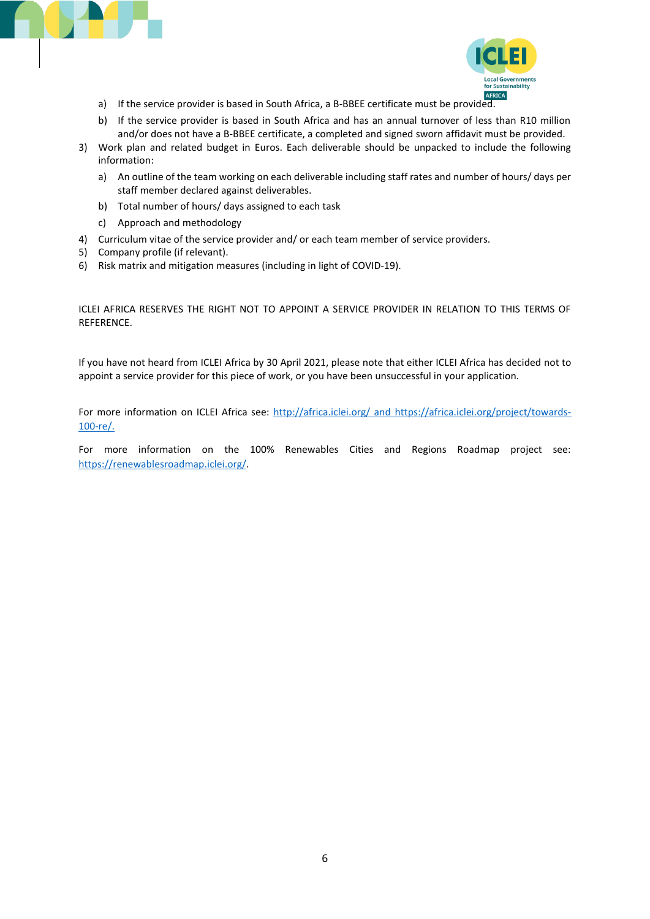a) If the service provider is based in South Africa, a B-BBEE certificate must be provided.
   b) If the service provider is based in South Africa and has an annual turnover of less than R10 million and/or does not have a B-BBEE certificate, a completed and signed sworn affidavit must be provided.
3) Work plan and related budget in Euros. Each deliverable should be unpacked to include the following information:
   a) An outline of the team working on each deliverable including staff rates and number of hours/ days per staff member declared against deliverables.
   b) Total number of hours/ days assigned to each task
   c) Approach and methodology
4) Curriculum vitae of the service provider and/ or each team member of service providers.
5) Company profile (if relevant).
6) Risk matrix and mitigation measures (including in light of COVID-19).

ICLEI AFRICA RESERVES THE RIGHT NOT TO APPOINT A SERVICE PROVIDER IN RELATION TO THIS TERMS OF REFERENCE.

If you have not heard from ICLEI Africa by 30 April 2021, please note that either ICLEI Africa has decided not to appoint a service provider for this piece of work, or you have been unsuccessful in your application.

For more information on ICLEI Africa see: http://africa.iclei.org/ and https://africa.iclei.org/project/towards-100-re/.

For more information on the 100% Renewables Cities and Regions Roadmap project see: https://renewablesroadmap.iclei.org/.